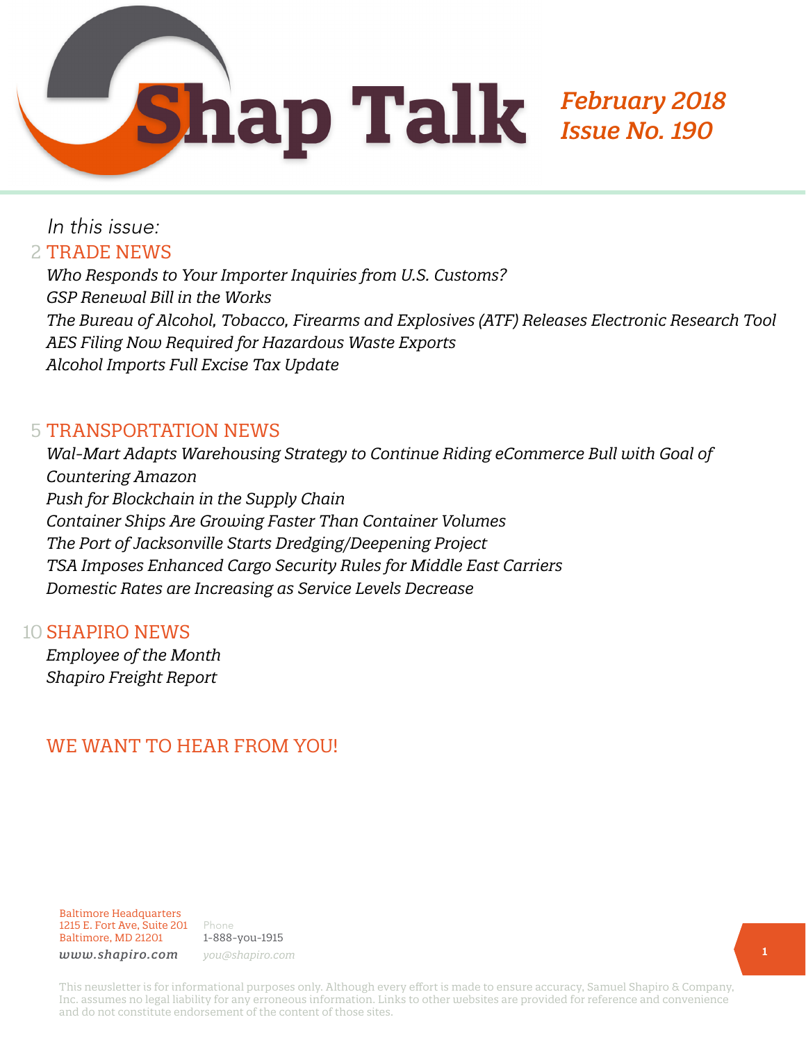# Shap Talk

*February 2018*
*Issue No. 190*

*In this issue:*

## 2 TRADE NEWS

*Who Responds to Your Importer Inquiries from U.S. Customs?*
*GSP Renewal Bill in the Works*
*The Bureau of Alcohol, Tobacco, Firearms and Explosives (ATF) Releases Electronic Research Tool*
*AES Filing Now Required for Hazardous Waste Exports*
*Alcohol Imports Full Excise Tax Update*

## 5 TRANSPORTATION NEWS

*Wal-Mart Adapts Warehousing Strategy to Continue Riding eCommerce Bull with Goal of Countering Amazon*
*Push for Blockchain in the Supply Chain*
*Container Ships Are Growing Faster Than Container Volumes*
*The Port of Jacksonville Starts Dredging/Deepening Project*
*TSA Imposes Enhanced Cargo Security Rules for Middle East Carriers*
*Domestic Rates are Increasing as Service Levels Decrease*

## 10 SHAPIRO NEWS

*Employee of the Month*
*Shapiro Freight Report*

## WE WANT TO HEAR FROM YOU!

Baltimore Headquarters
1215 E. Fort Ave, Suite 201
Baltimore, MD 21201
*www.shapiro.com*

Phone
1-888-you-1915
*you@shapiro.com*

This newsletter is for informational purposes only. Although every effort is made to ensure accuracy, Samuel Shapiro & Company, Inc. assumes no legal liability for any erroneous information. Links to other websites are provided for reference and convenience and do not constitute endorsement of the content of those sites.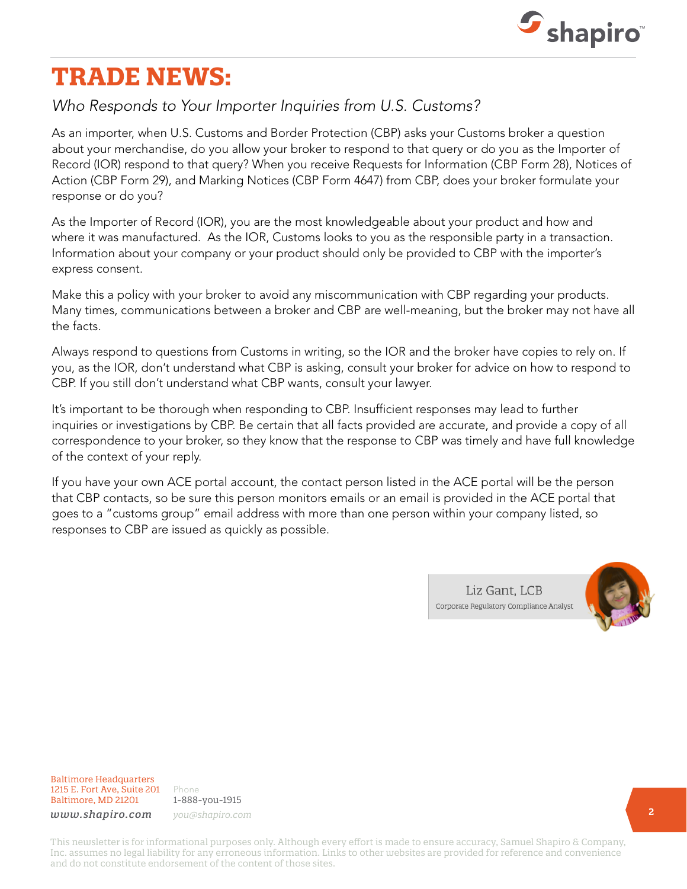# TRADE NEWS:

*Who Responds to Your Importer Inquiries from U.S. Customs?*

As an importer, when U.S. Customs and Border Protection (CBP) asks your Customs broker a question about your merchandise, do you allow your broker to respond to that query or do you as the Importer of Record (IOR) respond to that query? When you receive Requests for Information (CBP Form 28), Notices of Action (CBP Form 29), and Marking Notices (CBP Form 4647) from CBP, does your broker formulate your response or do you?

As the Importer of Record (IOR), you are the most knowledgeable about your product and how and where it was manufactured. As the IOR, Customs looks to you as the responsible party in a transaction. Information about your company or your product should only be provided to CBP with the importer's express consent.

Make this a policy with your broker to avoid any miscommunication with CBP regarding your products. Many times, communications between a broker and CBP are well-meaning, but the broker may not have all the facts.

Always respond to questions from Customs in writing, so the IOR and the broker have copies to rely on. If you, as the IOR, don't understand what CBP is asking, consult your broker for advice on how to respond to CBP. If you still don't understand what CBP wants, consult your lawyer.

It's important to be thorough when responding to CBP. Insufficient responses may lead to further inquiries or investigations by CBP. Be certain that all facts provided are accurate, and provide a copy of all correspondence to your broker, so they know that the response to CBP was timely and have full knowledge of the context of your reply.

If you have your own ACE portal account, the contact person listed in the ACE portal will be the person that CBP contacts, so be sure this person monitors emails or an email is provided in the ACE portal that goes to a "customs group" email address with more than one person within your company listed, so responses to CBP are issued as quickly as possible.

Liz Gant, LCB
Corporate Regulatory Compliance Analyst

Baltimore Headquarters
1215 E. Fort Ave, Suite 201
Baltimore, MD 21201
*www.shapiro.com*

Phone
1-888-you-1915
*you@shapiro.com*

This newsletter is for informational purposes only. Although every effort is made to ensure accuracy, Samuel Shapiro & Company, Inc. assumes no legal liability for any erroneous information. Links to other websites are provided for reference and convenience and do not constitute endorsement of the content of those sites.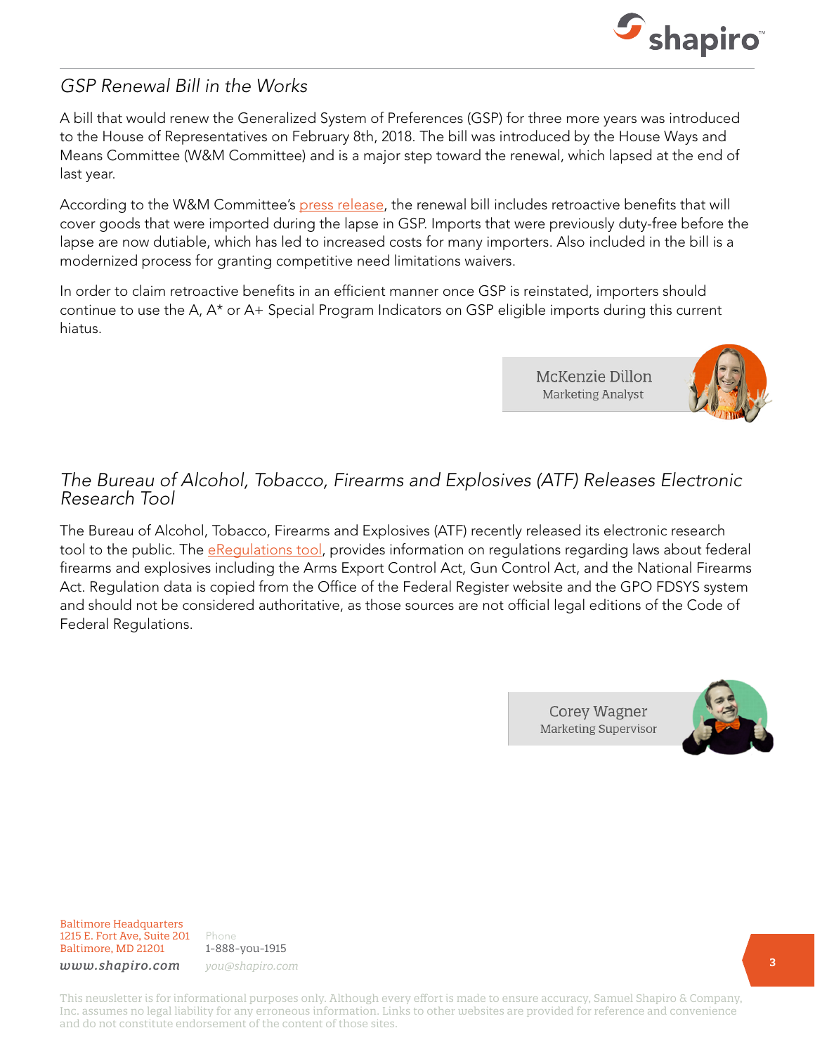## *GSP Renewal Bill in the Works*

A bill that would renew the Generalized System of Preferences (GSP) for three more years was introduced to the House of Representatives on February 8th, 2018. The bill was introduced by the House Ways and Means Committee (W&M Committee) and is a major step toward the renewal, which lapsed at the end of last year.

According to the W&M Committee's press release, the renewal bill includes retroactive benefits that will cover goods that were imported during the lapse in GSP. Imports that were previously duty-free before the lapse are now dutiable, which has led to increased costs for many importers. Also included in the bill is a modernized process for granting competitive need limitations waivers.

In order to claim retroactive benefits in an efficient manner once GSP is reinstated, importers should continue to use the A, A* or A+ Special Program Indicators on GSP eligible imports during this current hiatus.

McKenzie Dillon
Marketing Analyst

## *The Bureau of Alcohol, Tobacco, Firearms and Explosives (ATF) Releases Electronic Research Tool*

The Bureau of Alcohol, Tobacco, Firearms and Explosives (ATF) recently released its electronic research tool to the public. The eRegulations tool, provides information on regulations regarding laws about federal firearms and explosives including the Arms Export Control Act, Gun Control Act, and the National Firearms Act. Regulation data is copied from the Office of the Federal Register website and the GPO FDSYS system and should not be considered authoritative, as those sources are not official legal editions of the Code of Federal Regulations.

Corey Wagner
Marketing Supervisor

Baltimore Headquarters
1215 E. Fort Ave, Suite 201
Baltimore, MD 21201
*www.shapiro.com*

Phone
1-888-you-1915
*you@shapiro.com*

This newsletter is for informational purposes only. Although every effort is made to ensure accuracy, Samuel Shapiro & Company, Inc. assumes no legal liability for any erroneous information. Links to other websites are provided for reference and convenience and do not constitute endorsement of the content of those sites.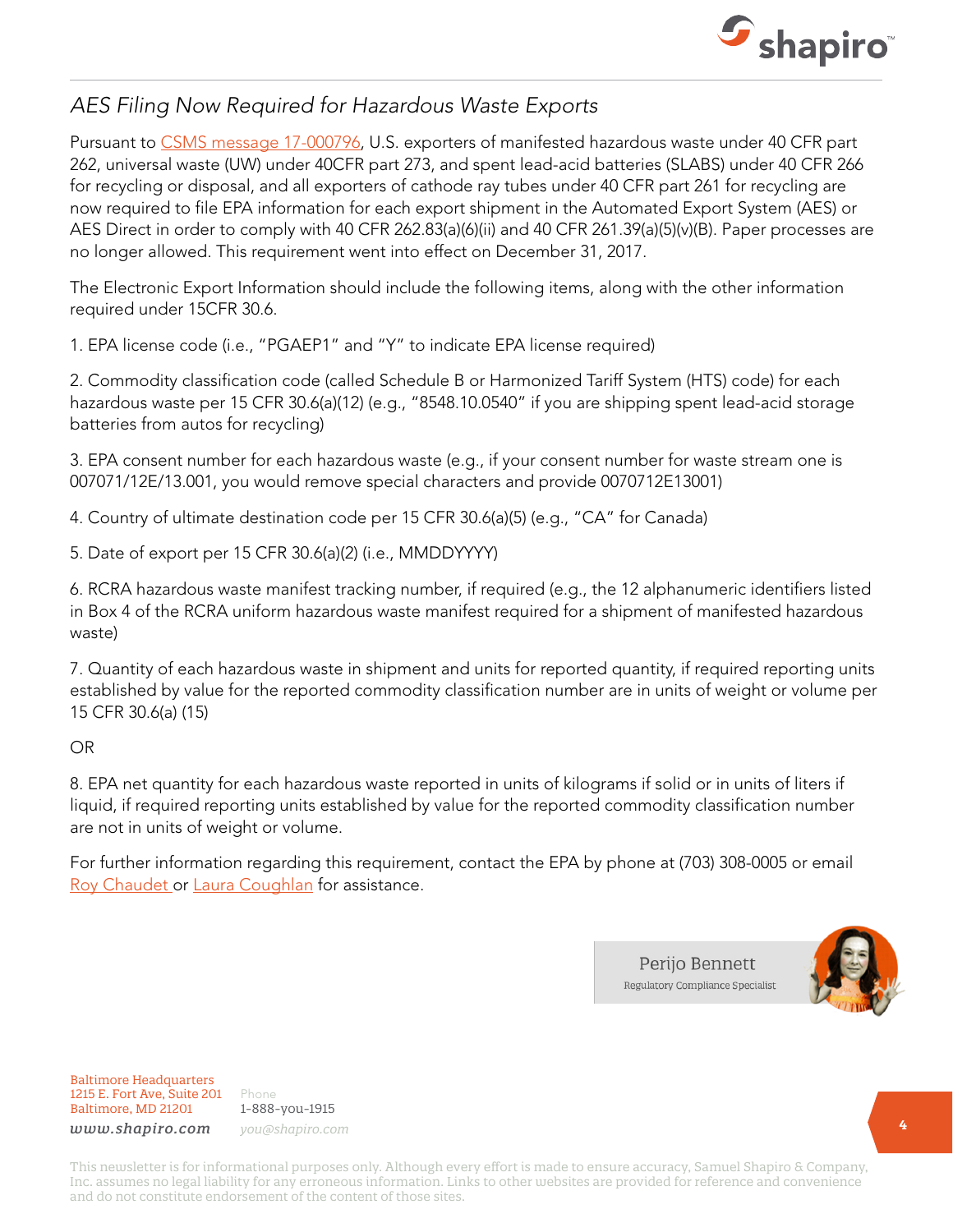## *AES Filing Now Required for Hazardous Waste Exports*

Pursuant to CSMS message 17-000796, U.S. exporters of manifested hazardous waste under 40 CFR part 262, universal waste (UW) under 40CFR part 273, and spent lead-acid batteries (SLABS) under 40 CFR 266 for recycling or disposal, and all exporters of cathode ray tubes under 40 CFR part 261 for recycling are now required to file EPA information for each export shipment in the Automated Export System (AES) or AES Direct in order to comply with 40 CFR 262.83(a)(6)(ii) and 40 CFR 261.39(a)(5)(v)(B). Paper processes are no longer allowed. This requirement went into effect on December 31, 2017.

The Electronic Export Information should include the following items, along with the other information required under 15CFR 30.6.

1. EPA license code (i.e., "PGAEP1" and "Y" to indicate EPA license required)

2. Commodity classification code (called Schedule B or Harmonized Tariff System (HTS) code) for each hazardous waste per 15 CFR 30.6(a)(12) (e.g., "8548.10.0540" if you are shipping spent lead-acid storage batteries from autos for recycling)

3. EPA consent number for each hazardous waste (e.g., if your consent number for waste stream one is 007071/12E/13.001, you would remove special characters and provide 0070712E13001)

4. Country of ultimate destination code per 15 CFR 30.6(a)(5) (e.g., "CA" for Canada)

5. Date of export per 15 CFR 30.6(a)(2) (i.e., MMDDYYYY)

6. RCRA hazardous waste manifest tracking number, if required (e.g., the 12 alphanumeric identifiers listed in Box 4 of the RCRA uniform hazardous waste manifest required for a shipment of manifested hazardous waste)

7. Quantity of each hazardous waste in shipment and units for reported quantity, if required reporting units established by value for the reported commodity classification number are in units of weight or volume per 15 CFR 30.6(a) (15)

OR

8. EPA net quantity for each hazardous waste reported in units of kilograms if solid or in units of liters if liquid, if required reporting units established by value for the reported commodity classification number are not in units of weight or volume.

For further information regarding this requirement, contact the EPA by phone at (703) 308-0005 or email Roy Chaudet or Laura Coughlan for assistance.

Perijo Bennett
Regulatory Compliance Specialist

Baltimore Headquarters
1215 E. Fort Ave, Suite 201
Baltimore, MD 21201
*www.shapiro.com*

Phone
1-888-you-1915
*you@shapiro.com*

This newsletter is for informational purposes only. Although every effort is made to ensure accuracy, Samuel Shapiro & Company, Inc. assumes no legal liability for any erroneous information. Links to other websites are provided for reference and convenience and do not constitute endorsement of the content of those sites.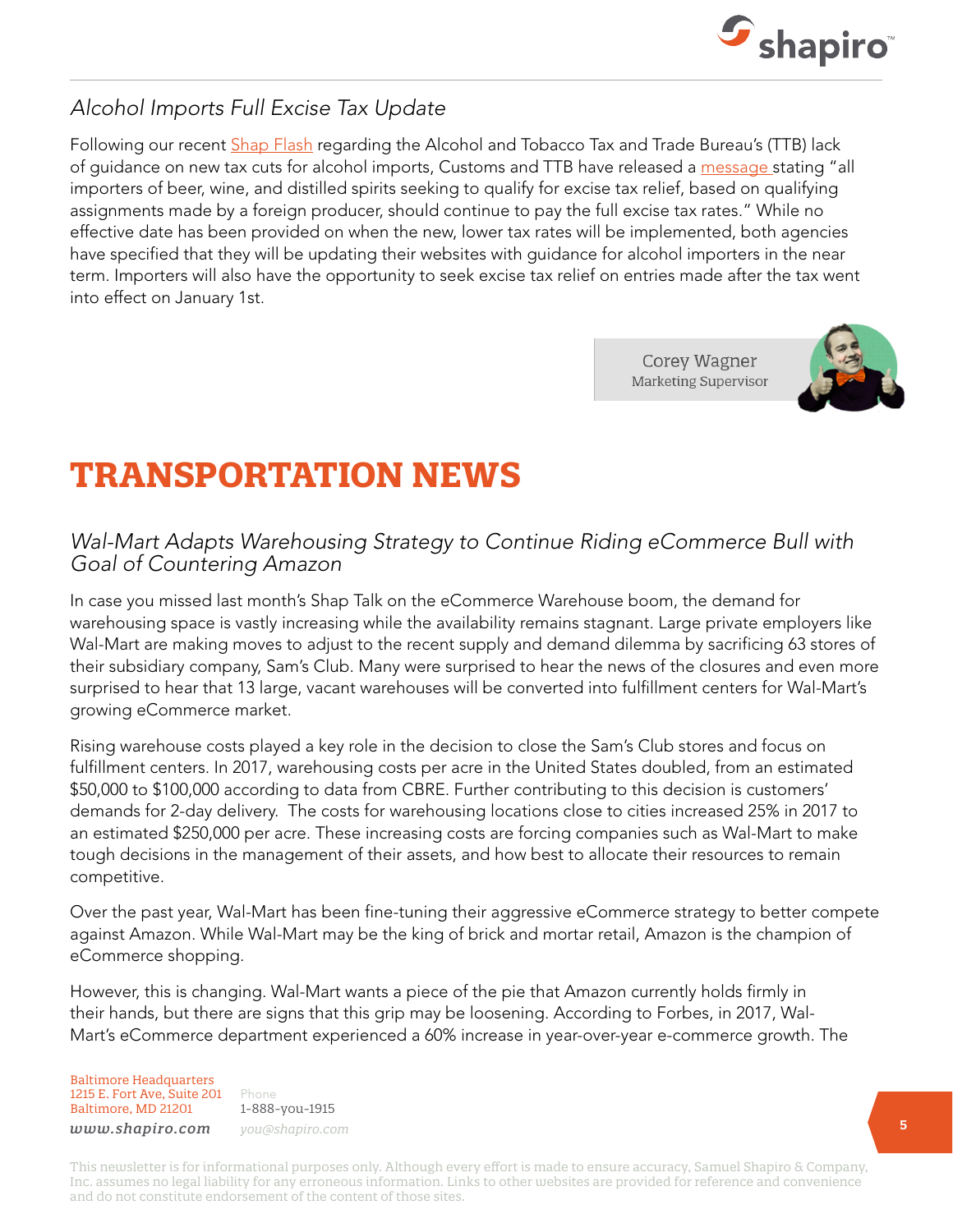### *Alcohol Imports Full Excise Tax Update*

Following our recent Shap Flash regarding the Alcohol and Tobacco Tax and Trade Bureau's (TTB) lack of guidance on new tax cuts for alcohol imports, Customs and TTB have released a message stating "all importers of beer, wine, and distilled spirits seeking to qualify for excise tax relief, based on qualifying assignments made by a foreign producer, should continue to pay the full excise tax rates." While no effective date has been provided on when the new, lower tax rates will be implemented, both agencies have specified that they will be updating their websites with guidance for alcohol importers in the near term. Importers will also have the opportunity to seek excise tax relief on entries made after the tax went into effect on January 1st.

Corey Wagner
Marketing Supervisor

# TRANSPORTATION NEWS

### *Wal-Mart Adapts Warehousing Strategy to Continue Riding eCommerce Bull with Goal of Countering Amazon*

In case you missed last month's Shap Talk on the eCommerce Warehouse boom, the demand for warehousing space is vastly increasing while the availability remains stagnant. Large private employers like Wal-Mart are making moves to adjust to the recent supply and demand dilemma by sacrificing 63 stores of their subsidiary company, Sam's Club. Many were surprised to hear the news of the closures and even more surprised to hear that 13 large, vacant warehouses will be converted into fulfillment centers for Wal-Mart's growing eCommerce market.

Rising warehouse costs played a key role in the decision to close the Sam's Club stores and focus on fulfillment centers. In 2017, warehousing costs per acre in the United States doubled, from an estimated $50,000 to $100,000 according to data from CBRE. Further contributing to this decision is customers' demands for 2-day delivery. The costs for warehousing locations close to cities increased 25% in 2017 to an estimated $250,000 per acre. These increasing costs are forcing companies such as Wal-Mart to make tough decisions in the management of their assets, and how best to allocate their resources to remain competitive.

Over the past year, Wal-Mart has been fine-tuning their aggressive eCommerce strategy to better compete against Amazon. While Wal-Mart may be the king of brick and mortar retail, Amazon is the champion of eCommerce shopping.

However, this is changing. Wal-Mart wants a piece of the pie that Amazon currently holds firmly in their hands, but there are signs that this grip may be loosening. According to Forbes, in 2017, Wal-Mart's eCommerce department experienced a 60% increase in year-over-year e-commerce growth. The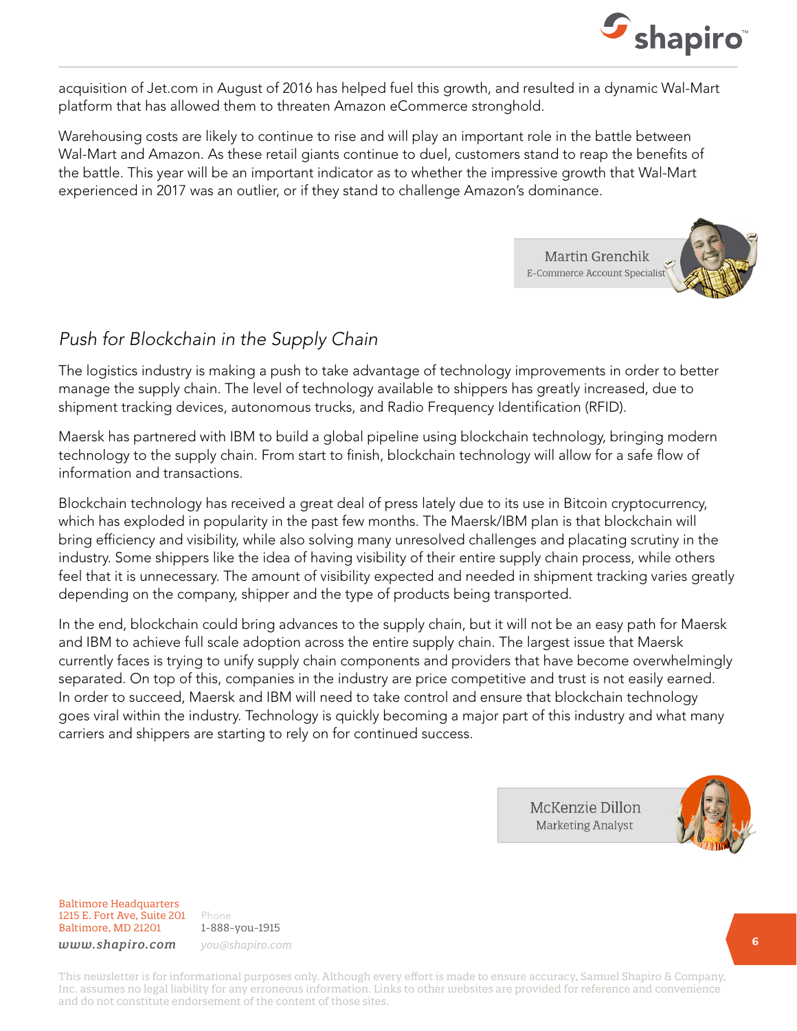acquisition of Jet.com in August of 2016 has helped fuel this growth, and resulted in a dynamic Wal-Mart platform that has allowed them to threaten Amazon eCommerce stronghold.

Warehousing costs are likely to continue to rise and will play an important role in the battle between Wal-Mart and Amazon. As these retail giants continue to duel, customers stand to reap the benefits of the battle. This year will be an important indicator as to whether the impressive growth that Wal-Mart experienced in 2017 was an outlier, or if they stand to challenge Amazon's dominance.

Martin Grenchik
E-Commerce Account Specialist

## *Push for Blockchain in the Supply Chain*

The logistics industry is making a push to take advantage of technology improvements in order to better manage the supply chain. The level of technology available to shippers has greatly increased, due to shipment tracking devices, autonomous trucks, and Radio Frequency Identification (RFID).

Maersk has partnered with IBM to build a global pipeline using blockchain technology, bringing modern technology to the supply chain. From start to finish, blockchain technology will allow for a safe flow of information and transactions.

Blockchain technology has received a great deal of press lately due to its use in Bitcoin cryptocurrency, which has exploded in popularity in the past few months. The Maersk/IBM plan is that blockchain will bring efficiency and visibility, while also solving many unresolved challenges and placating scrutiny in the industry. Some shippers like the idea of having visibility of their entire supply chain process, while others feel that it is unnecessary. The amount of visibility expected and needed in shipment tracking varies greatly depending on the company, shipper and the type of products being transported.

In the end, blockchain could bring advances to the supply chain, but it will not be an easy path for Maersk and IBM to achieve full scale adoption across the entire supply chain. The largest issue that Maersk currently faces is trying to unify supply chain components and providers that have become overwhelmingly separated. On top of this, companies in the industry are price competitive and trust is not easily earned. In order to succeed, Maersk and IBM will need to take control and ensure that blockchain technology goes viral within the industry. Technology is quickly becoming a major part of this industry and what many carriers and shippers are starting to rely on for continued success.

McKenzie Dillon
Marketing Analyst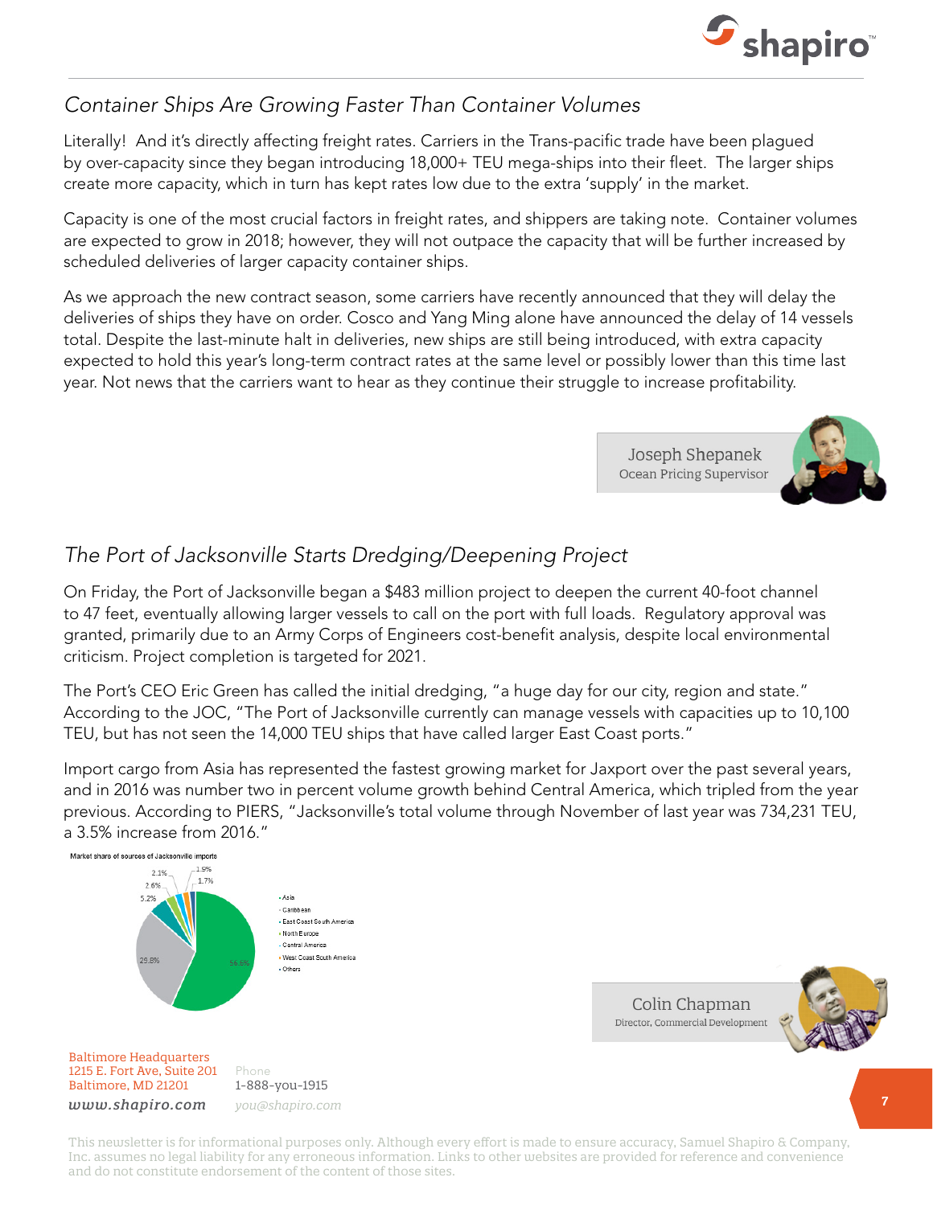## Container Ships Are Growing Faster Than Container Volumes

Literally! And it's directly affecting freight rates. Carriers in the Trans-pacific trade have been plagued by over-capacity since they began introducing 18,000+ TEU mega-ships into their fleet. The larger ships create more capacity, which in turn has kept rates low due to the extra 'supply' in the market.

Capacity is one of the most crucial factors in freight rates, and shippers are taking note. Container volumes are expected to grow in 2018; however, they will not outpace the capacity that will be further increased by scheduled deliveries of larger capacity container ships.

As we approach the new contract season, some carriers have recently announced that they will delay the deliveries of ships they have on order. Cosco and Yang Ming alone have announced the delay of 14 vessels total. Despite the last-minute halt in deliveries, new ships are still being introduced, with extra capacity expected to hold this year's long-term contract rates at the same level or possibly lower than this time last year. Not news that the carriers want to hear as they continue their struggle to increase profitability.

Joseph Shepanek
Ocean Pricing Supervisor

## The Port of Jacksonville Starts Dredging/Deepening Project

On Friday, the Port of Jacksonville began a $483 million project to deepen the current 40-foot channel to 47 feet, eventually allowing larger vessels to call on the port with full loads. Regulatory approval was granted, primarily due to an Army Corps of Engineers cost-benefit analysis, despite local environmental criticism. Project completion is targeted for 2021.

The Port's CEO Eric Green has called the initial dredging, "a huge day for our city, region and state." According to the JOC, "The Port of Jacksonville currently can manage vessels with capacities up to 10,100 TEU, but has not seen the 14,000 TEU ships that have called larger East Coast ports."

Import cargo from Asia has represented the fastest growing market for Jaxport over the past several years, and in 2016 was number two in percent volume growth behind Central America, which tripled from the year previous. According to PIERS, "Jacksonville's total volume through November of last year was 734,231 TEU, a 3.5% increase from 2016."

Market share of sources of Jacksonville imports

- Asia: 56.6%
- Caribbean: 29.8%
- East Coast South America: 5.2%
- North Europe: 2.6%
- Central America: 2.1%
- West Coast South America: 1.9%
- Others: 1.7%

Colin Chapman
Director, Commercial Development

Baltimore Headquarters
1215 E. Fort Ave, Suite 201
Baltimore, MD 21201
www.shapiro.com

Phone
1-888-you-1915
you@shapiro.com

This newsletter is for informational purposes only. Although every effort is made to ensure accuracy, Samuel Shapiro & Company, Inc. assumes no legal liability for any erroneous information. Links to other websites are provided for reference and convenience and do not constitute endorsement of the content of those sites.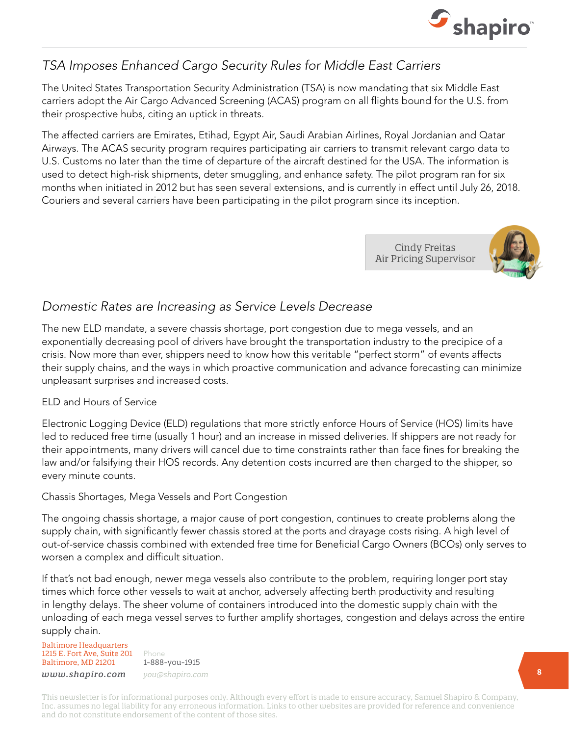## *TSA Imposes Enhanced Cargo Security Rules for Middle East Carriers*

The United States Transportation Security Administration (TSA) is now mandating that six Middle East carriers adopt the Air Cargo Advanced Screening (ACAS) program on all flights bound for the U.S. from their prospective hubs, citing an uptick in threats.

The affected carriers are Emirates, Etihad, Egypt Air, Saudi Arabian Airlines, Royal Jordanian and Qatar Airways. The ACAS security program requires participating air carriers to transmit relevant cargo data to U.S. Customs no later than the time of departure of the aircraft destined for the USA. The information is used to detect high-risk shipments, deter smuggling, and enhance safety. The pilot program ran for six months when initiated in 2012 but has seen several extensions, and is currently in effect until July 26, 2018. Couriers and several carriers have been participating in the pilot program since its inception.

Cindy Freitas
Air Pricing Supervisor

## *Domestic Rates are Increasing as Service Levels Decrease*

The new ELD mandate, a severe chassis shortage, port congestion due to mega vessels, and an exponentially decreasing pool of drivers have brought the transportation industry to the precipice of a crisis. Now more than ever, shippers need to know how this veritable "perfect storm" of events affects their supply chains, and the ways in which proactive communication and advance forecasting can minimize unpleasant surprises and increased costs.

ELD and Hours of Service

Electronic Logging Device (ELD) regulations that more strictly enforce Hours of Service (HOS) limits have led to reduced free time (usually 1 hour) and an increase in missed deliveries. If shippers are not ready for their appointments, many drivers will cancel due to time constraints rather than face fines for breaking the law and/or falsifying their HOS records. Any detention costs incurred are then charged to the shipper, so every minute counts.

Chassis Shortages, Mega Vessels and Port Congestion

The ongoing chassis shortage, a major cause of port congestion, continues to create problems along the supply chain, with significantly fewer chassis stored at the ports and drayage costs rising. A high level of out-of-service chassis combined with extended free time for Beneficial Cargo Owners (BCOs) only serves to worsen a complex and difficult situation.

If that's not bad enough, newer mega vessels also contribute to the problem, requiring longer port stay times which force other vessels to wait at anchor, adversely affecting berth productivity and resulting in lengthy delays. The sheer volume of containers introduced into the domestic supply chain with the unloading of each mega vessel serves to further amplify shortages, congestion and delays across the entire supply chain.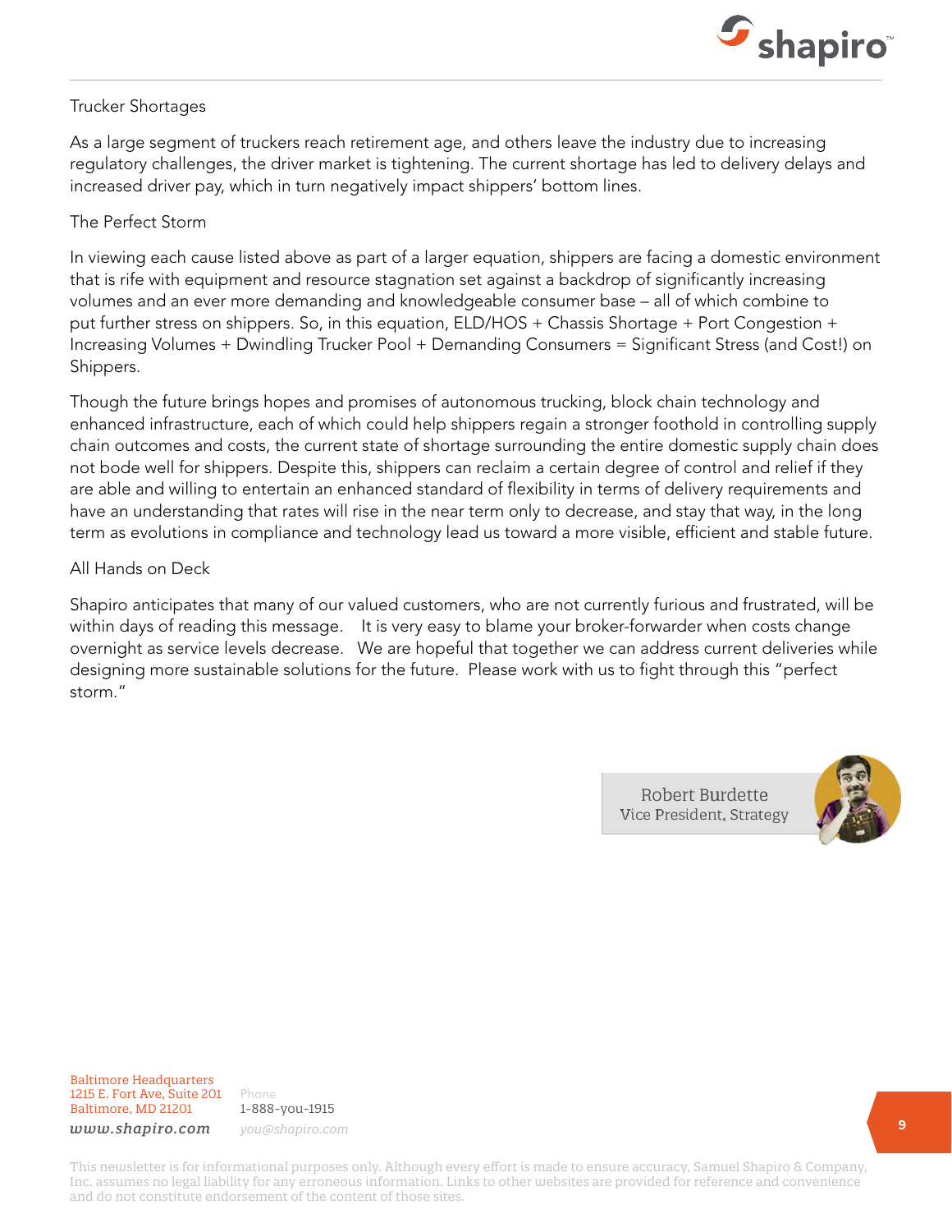## Trucker Shortages

As a large segment of truckers reach retirement age, and others leave the industry due to increasing regulatory challenges, the driver market is tightening. The current shortage has led to delivery delays and increased driver pay, which in turn negatively impact shippers' bottom lines.

## The Perfect Storm

In viewing each cause listed above as part of a larger equation, shippers are facing a domestic environment that is rife with equipment and resource stagnation set against a backdrop of significantly increasing volumes and an ever more demanding and knowledgeable consumer base – all of which combine to put further stress on shippers. So, in this equation, ELD/HOS + Chassis Shortage + Port Congestion + Increasing Volumes + Dwindling Trucker Pool + Demanding Consumers = Significant Stress (and Cost!) on Shippers.

Though the future brings hopes and promises of autonomous trucking, block chain technology and enhanced infrastructure, each of which could help shippers regain a stronger foothold in controlling supply chain outcomes and costs, the current state of shortage surrounding the entire domestic supply chain does not bode well for shippers. Despite this, shippers can reclaim a certain degree of control and relief if they are able and willing to entertain an enhanced standard of flexibility in terms of delivery requirements and have an understanding that rates will rise in the near term only to decrease, and stay that way, in the long term as evolutions in compliance and technology lead us toward a more visible, efficient and stable future.

## All Hands on Deck

Shapiro anticipates that many of our valued customers, who are not currently furious and frustrated, will be within days of reading this message. It is very easy to blame your broker-forwarder when costs change overnight as service levels decrease. We are hopeful that together we can address current deliveries while designing more sustainable solutions for the future. Please work with us to fight through this "perfect storm."

Robert Burdette
Vice President, Strategy

Baltimore Headquarters
1215 E. Fort Ave, Suite 201
Baltimore, MD 21201

Phone
1-888-you-1915

www.shapiro.com
you@shapiro.com

This newsletter is for informational purposes only. Although every effort is made to ensure accuracy, Samuel Shapiro & Company, Inc. assumes no legal liability for any erroneous information. Links to other websites are provided for reference and convenience and do not constitute endorsement of the content of those sites.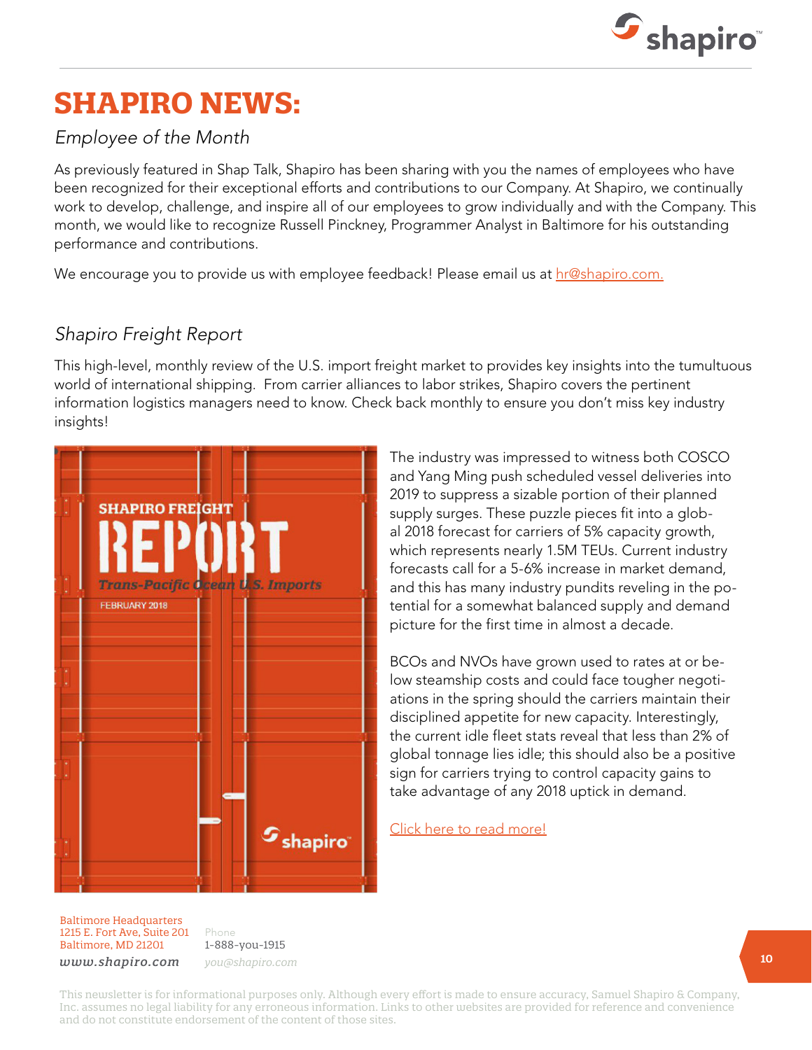# SHAPIRO NEWS:

## *Employee of the Month*

As previously featured in Shap Talk, Shapiro has been sharing with you the names of employees who have been recognized for their exceptional efforts and contributions to our Company. At Shapiro, we continually work to develop, challenge, and inspire all of our employees to grow individually and with the Company. This month, we would like to recognize Russell Pinckney, Programmer Analyst in Baltimore for his outstanding performance and contributions.

We encourage you to provide us with employee feedback! Please email us at hr@shapiro.com.

## *Shapiro Freight Report*

This high-level, monthly review of the U.S. import freight market to provides key insights into the tumultuous world of international shipping. From carrier alliances to labor strikes, Shapiro covers the pertinent information logistics managers need to know. Check back monthly to ensure you don't miss key industry insights!

SHAPIRO FREIGHT
REPORT
*Trans-Pacific Ocean U.S. Imports*
FEBRUARY 2018
shapiro

The industry was impressed to witness both COSCO and Yang Ming push scheduled vessel deliveries into 2019 to suppress a sizable portion of their planned supply surges. These puzzle pieces fit into a global 2018 forecast for carriers of 5% capacity growth, which represents nearly 1.5M TEUs. Current industry forecasts call for a 5-6% increase in market demand, and this has many industry pundits reveling in the potential for a somewhat balanced supply and demand picture for the first time in almost a decade.

BCOs and NVOs have grown used to rates at or below steamship costs and could face tougher negotiations in the spring should the carriers maintain their disciplined appetite for new capacity. Interestingly, the current idle fleet stats reveal that less than 2% of global tonnage lies idle; this should also be a positive sign for carriers trying to control capacity gains to take advantage of any 2018 uptick in demand.

Click here to read more!

Baltimore Headquarters
1215 E. Fort Ave, Suite 201
Baltimore, MD 21201
*www.shapiro.com*

Phone
1-888-you-1915
*you@shapiro.com*

This newsletter is for informational purposes only. Although every effort is made to ensure accuracy, Samuel Shapiro & Company, Inc. assumes no legal liability for any erroneous information. Links to other websites are provided for reference and convenience and do not constitute endorsement of the content of those sites.